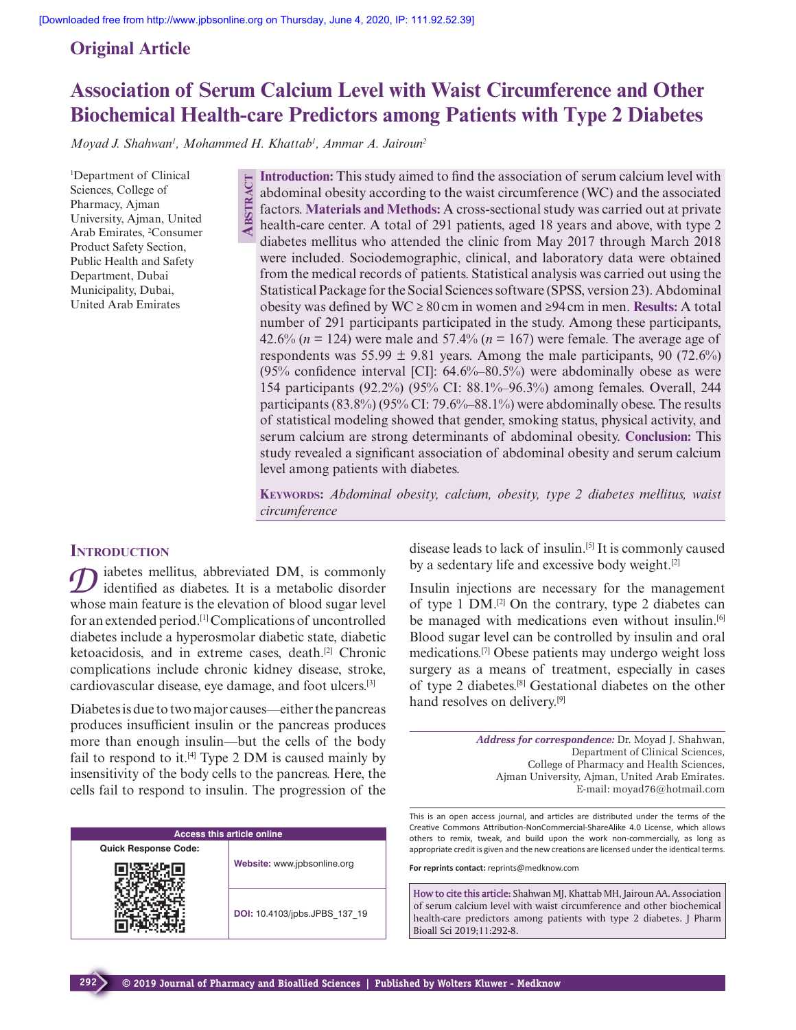Original Article

# Association of Serum Calcium Level with Waist Circumference and Other Biochemical Health-care Predictors among Patients with Type 2 Diabetes

*Moyad J. Shahwan[1], Mohammed H. Khattab[1], Ammar A. Jairoun[2]*

[1]Department of Clinical Sciences, College of Pharmacy, Ajman University, Ajman, United Arab Emirates, [2]Consumer Product Safety Section, Public Health and Safety Department, Dubai Municipality, Dubai, United Arab Emirates

## Abstract

**Introduction:** This study aimed to find the association of serum calcium level with abdominal obesity according to the waist circumference (WC) and the associated factors. **Materials and Methods:** A cross-sectional study was carried out at private health-care center. A total of 291 patients, aged 18 years and above, with type 2 diabetes mellitus who attended the clinic from May 2017 through March 2018 were included. Sociodemographic, clinical, and laboratory data were obtained from the medical records of patients. Statistical analysis was carried out using the Statistical Package for the Social Sciences software (SPSS, version 23). Abdominal obesity was defined by WC ≥ 80 cm in women and ≥94 cm in men. **Results:** A total number of 291 participants participated in the study. Among these participants, 42.6% ($n$ = 124) were male and 57.4% ($n$ = 167) were female. The average age of respondents was 55.99 ± 9.81 years. Among the male participants, 90 (72.6%) (95% confidence interval [CI]: 64.6%–80.5%) were abdominally obese as were 154 participants (92.2%) (95% CI: 88.1%–96.3%) among females. Overall, 244 participants (83.8%) (95% CI: 79.6%–88.1%) were abdominally obese. The results of statistical modeling showed that gender, smoking status, physical activity, and serum calcium are strong determinants of abdominal obesity. **Conclusion:** This study revealed a significant association of abdominal obesity and serum calcium level among patients with diabetes.

**Keywords:** *Abdominal obesity, calcium, obesity, type 2 diabetes mellitus, waist circumference*

## Introduction

Diabetes mellitus, abbreviated DM, is commonly identified as diabetes. It is a metabolic disorder whose main feature is the elevation of blood sugar level for an extended period.[1] Complications of uncontrolled diabetes include a hyperosmolar diabetic state, diabetic ketoacidosis, and in extreme cases, death.[2] Chronic complications include chronic kidney disease, stroke, cardiovascular disease, eye damage, and foot ulcers.[3]

Diabetes is due to two major causes—either the pancreas produces insufficient insulin or the pancreas produces more than enough insulin—but the cells of the body fail to respond to it.[4] Type 2 DM is caused mainly by insensitivity of the body cells to the pancreas. Here, the cells fail to respond to insulin. The progression of the disease leads to lack of insulin.[5] It is commonly caused by a sedentary life and excessive body weight.[2]

Insulin injections are necessary for the management of type 1 DM.[2] On the contrary, type 2 diabetes can be managed with medications even without insulin.[6] Blood sugar level can be controlled by insulin and oral medications.[7] Obese patients may undergo weight loss surgery as a means of treatment, especially in cases of type 2 diabetes.[8] Gestational diabetes on the other hand resolves on delivery.[9]

*Address for correspondence:* Dr. Moyad J. Shahwan, Department of Clinical Sciences, College of Pharmacy and Health Sciences, Ajman University, Ajman, United Arab Emirates. E-mail: moyad76@hotmail.com

| Access this article online | |
|---|---|
| Quick Response Code: | Website: www.jpbsonline.org |
| | DOI: 10.4103/jpbs.JPBS_137_19 |

This is an open access journal, and articles are distributed under the terms of the Creative Commons Attribution-NonCommercial-ShareAlike 4.0 License, which allows others to remix, tweak, and build upon the work non-commercially, as long as appropriate credit is given and the new creations are licensed under the identical terms.

**For reprints contact:** reprints@medknow.com

**How to cite this article:** Shahwan MJ, Khattab MH, Jairoun AA. Association of serum calcium level with waist circumference and other biochemical health-care predictors among patients with type 2 diabetes. J Pharm Bioall Sci 2019;11:292-8.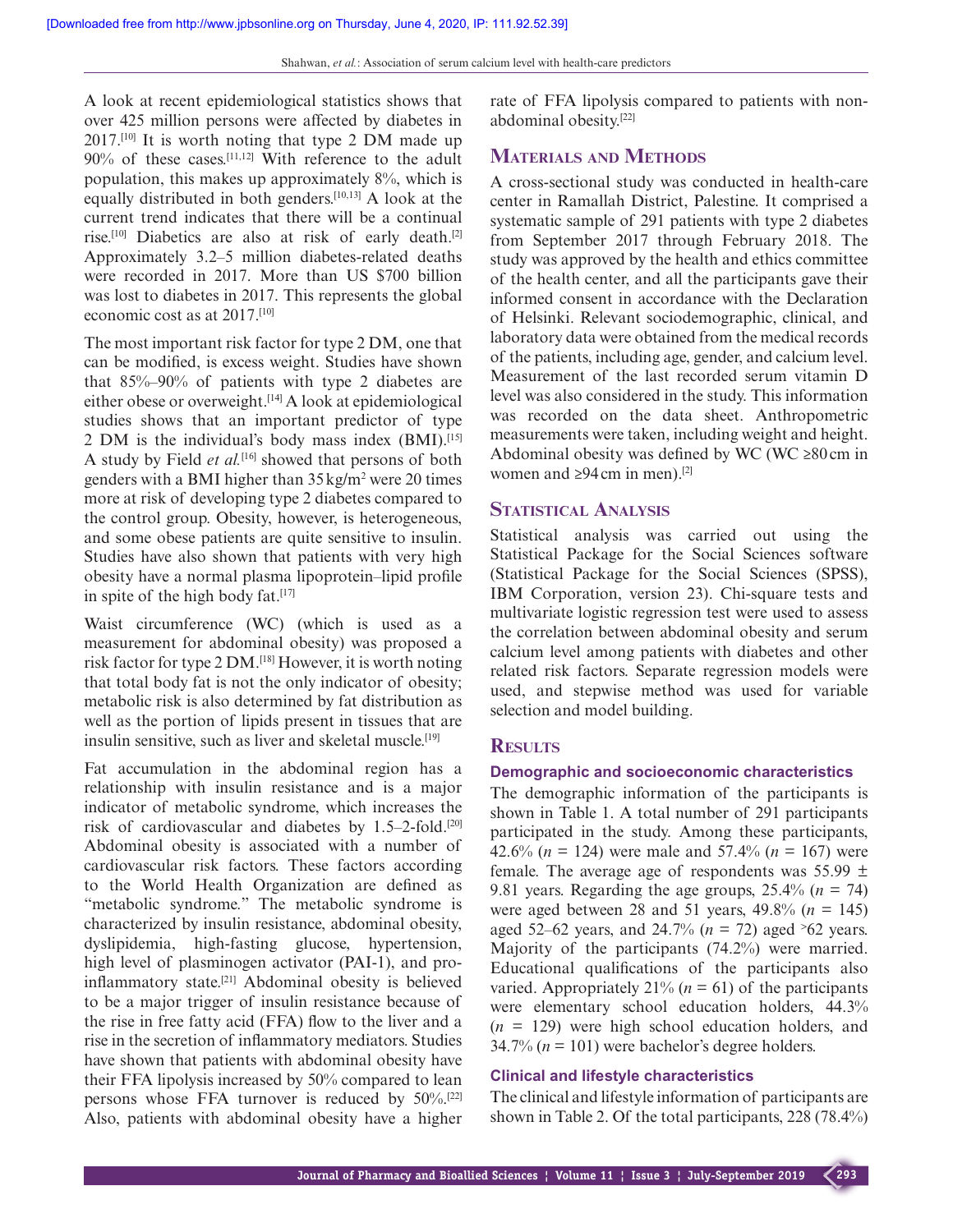A look at recent epidemiological statistics shows that over 425 million persons were affected by diabetes in 2017.[10] It is worth noting that type 2 DM made up 90% of these cases.[11,12] With reference to the adult population, this makes up approximately 8%, which is equally distributed in both genders.[10,13] A look at the current trend indicates that there will be a continual rise.[10] Diabetics are also at risk of early death.[2] Approximately 3.2–5 million diabetes-related deaths were recorded in 2017. More than US $700 billion was lost to diabetes in 2017. This represents the global economic cost as at 2017.[10]

The most important risk factor for type 2 DM, one that can be modified, is excess weight. Studies have shown that 85%–90% of patients with type 2 diabetes are either obese or overweight.[14] A look at epidemiological studies shows that an important predictor of type 2 DM is the individual's body mass index (BMI).[15] A study by Field *et al.*[16] showed that persons of both genders with a BMI higher than 35 $kg/m^2$ were 20 times more at risk of developing type 2 diabetes compared to the control group. Obesity, however, is heterogeneous, and some obese patients are quite sensitive to insulin. Studies have also shown that patients with very high obesity have a normal plasma lipoprotein–lipid profile in spite of the high body fat.[17]

Waist circumference (WC) (which is used as a measurement for abdominal obesity) was proposed a risk factor for type 2 DM.[18] However, it is worth noting that total body fat is not the only indicator of obesity; metabolic risk is also determined by fat distribution as well as the portion of lipids present in tissues that are insulin sensitive, such as liver and skeletal muscle.[19]

Fat accumulation in the abdominal region has a relationship with insulin resistance and is a major indicator of metabolic syndrome, which increases the risk of cardiovascular and diabetes by 1.5–2-fold.[20] Abdominal obesity is associated with a number of cardiovascular risk factors. These factors according to the World Health Organization are defined as "metabolic syndrome." The metabolic syndrome is characterized by insulin resistance, abdominal obesity, dyslipidemia, high-fasting glucose, hypertension, high level of plasminogen activator (PAI-1), and pro-inflammatory state.[21] Abdominal obesity is believed to be a major trigger of insulin resistance because of the rise in free fatty acid (FFA) flow to the liver and a rise in the secretion of inflammatory mediators. Studies have shown that patients with abdominal obesity have their FFA lipolysis increased by 50% compared to lean persons whose FFA turnover is reduced by 50%.[22] Also, patients with abdominal obesity have a higher rate of FFA lipolysis compared to patients with non-abdominal obesity.[22]

## Materials and Methods

A cross-sectional study was conducted in health-care center in Ramallah District, Palestine. It comprised a systematic sample of 291 patients with type 2 diabetes from September 2017 through February 2018. The study was approved by the health and ethics committee of the health center, and all the participants gave their informed consent in accordance with the Declaration of Helsinki. Relevant sociodemographic, clinical, and laboratory data were obtained from the medical records of the patients, including age, gender, and calcium level. Measurement of the last recorded serum vitamin D level was also considered in the study. This information was recorded on the data sheet. Anthropometric measurements were taken, including weight and height. Abdominal obesity was defined by WC (WC ≥80 cm in women and ≥94 cm in men).[2]

## Statistical Analysis

Statistical analysis was carried out using the Statistical Package for the Social Sciences software (Statistical Package for the Social Sciences (SPSS), IBM Corporation, version 23). Chi-square tests and multivariate logistic regression test were used to assess the correlation between abdominal obesity and serum calcium level among patients with diabetes and other related risk factors. Separate regression models were used, and stepwise method was used for variable selection and model building.

## Results

### Demographic and socioeconomic characteristics

The demographic information of the participants is shown in Table 1. A total number of 291 participants participated in the study. Among these participants, 42.6% ($n$ = 124) were male and 57.4% ($n$ = 167) were female. The average age of respondents was 55.99 ± 9.81 years. Regarding the age groups, 25.4% ($n$ = 74) were aged between 28 and 51 years, 49.8% ($n$ = 145) aged 52–62 years, and 24.7% ($n$ = 72) aged >62 years. Majority of the participants (74.2%) were married. Educational qualifications of the participants also varied. Appropriately 21% ($n$ = 61) of the participants were elementary school education holders, 44.3% ($n$ = 129) were high school education holders, and 34.7% ($n$ = 101) were bachelor's degree holders.

### Clinical and lifestyle characteristics

The clinical and lifestyle information of participants are shown in Table 2. Of the total participants, 228 (78.4%)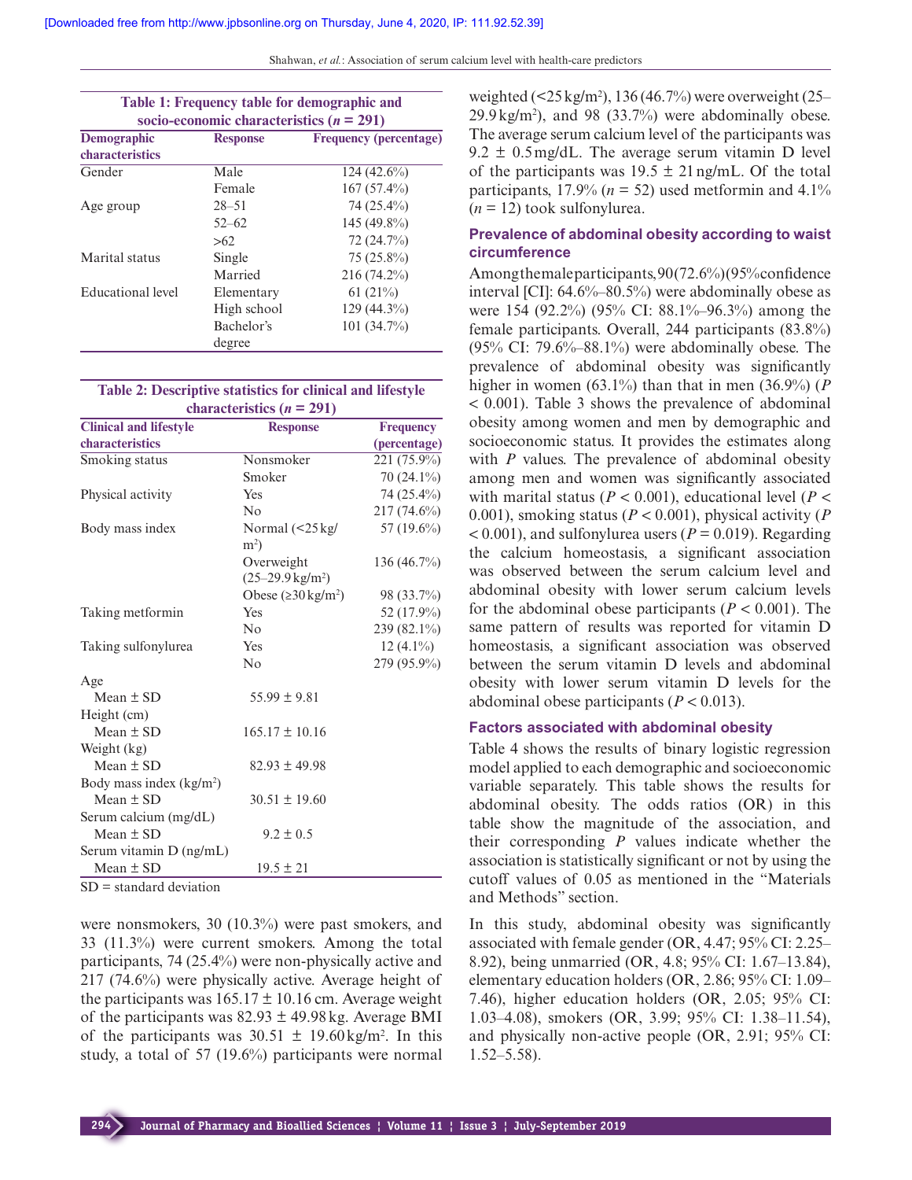**Table 1: Frequency table for demographic and socio-economic characteristics (n = 291)**

| Demographic characteristics | Response | Frequency (percentage) |
|---|---|---|
| Gender | Male | 124 (42.6%) |
| | Female | 167 (57.4%) |
| Age group | 28–51 | 74 (25.4%) |
| | 52–62 | 145 (49.8%) |
| | >62 | 72 (24.7%) |
| Marital status | Single | 75 (25.8%) |
| | Married | 216 (74.2%) |
| Educational level | Elementary | 61 (21%) |
| | High school | 129 (44.3%) |
| | Bachelor's degree | 101 (34.7%) |

**Table 2: Descriptive statistics for clinical and lifestyle characteristics (n = 291)**

| Clinical and lifestyle characteristics | Response | Frequency (percentage) |
|---|---|---|
| Smoking status | Nonsmoker | 221 (75.9%) |
| | Smoker | 70 (24.1%) |
| Physical activity | Yes | 74 (25.4%) |
| | No | 217 (74.6%) |
| Body mass index | Normal (<25 kg/m$^2$) | 57 (19.6%) |
| | Overweight (25–29.9 kg/m$^2$) | 136 (46.7%) |
| | Obese (≥30 kg/m$^2$) | 98 (33.7%) |
| Taking metformin | Yes | 52 (17.9%) |
| | No | 239 (82.1%) |
| Taking sulfonylurea | Yes | 12 (4.1%) |
| | No | 279 (95.9%) |
| Age | | |
| Mean ± SD | 55.99 ± 9.81 | |
| Height (cm) | | |
| Mean ± SD | 165.17 ± 10.16 | |
| Weight (kg) | | |
| Mean ± SD | 82.93 ± 49.98 | |
| Body mass index (kg/m$^2$) | | |
| Mean ± SD | 30.51 ± 19.60 | |
| Serum calcium (mg/dL) | | |
| Mean ± SD | 9.2 ± 0.5 | |
| Serum vitamin D (ng/mL) | | |
| Mean ± SD | 19.5 ± 21 | |

SD = standard deviation

were nonsmokers, 30 (10.3%) were past smokers, and 33 (11.3%) were current smokers. Among the total participants, 74 (25.4%) were non-physically active and 217 (74.6%) were physically active. Average height of the participants was 165.17 ± 10.16 cm. Average weight of the participants was 82.93 ± 49.98 kg. Average BMI of the participants was 30.51 ± 19.60 kg/m$^2$. In this study, a total of 57 (19.6%) participants were normal weighted (<25 kg/m$^2$), 136 (46.7%) were overweight (25–29.9 kg/m$^2$), and 98 (33.7%) were abdominally obese. The average serum calcium level of the participants was 9.2 ± 0.5 mg/dL. The average serum vitamin D level of the participants was 19.5 ± 21 ng/mL. Of the total participants, 17.9% ($n$ = 52) used metformin and 4.1% ($n$ = 12) took sulfonylurea.

### Prevalence of abdominal obesity according to waist circumference

Among the male participants, 90 (72.6%) (95% confidence interval [CI]: 64.6%–80.5%) were abdominally obese as were 154 (92.2%) (95% CI: 88.1%–96.3%) among the female participants. Overall, 244 participants (83.8%) (95% CI: 79.6%–88.1%) were abdominally obese. The prevalence of abdominal obesity was significantly higher in women (63.1%) than that in men (36.9%) ($P$ < 0.001). Table 3 shows the prevalence of abdominal obesity among women and men by demographic and socioeconomic status. It provides the estimates along with $P$ values. The prevalence of abdominal obesity among men and women was significantly associated with marital status ($P$ < 0.001), educational level ($P$ < 0.001), smoking status ($P$ < 0.001), physical activity ($P$ < 0.001), and sulfonylurea users ($P$ = 0.019). Regarding the calcium homeostasis, a significant association was observed between the serum calcium level and abdominal obesity with lower serum calcium levels for the abdominal obese participants ($P$ < 0.001). The same pattern of results was reported for vitamin D homeostasis, a significant association was observed between the serum vitamin D levels and abdominal obesity with lower serum vitamin D levels for the abdominal obese participants ($P$ < 0.013).

### Factors associated with abdominal obesity

Table 4 shows the results of binary logistic regression model applied to each demographic and socioeconomic variable separately. This table shows the results for abdominal obesity. The odds ratios (OR) in this table show the magnitude of the association, and their corresponding $P$ values indicate whether the association is statistically significant or not by using the cutoff values of 0.05 as mentioned in the "Materials and Methods" section.

In this study, abdominal obesity was significantly associated with female gender (OR, 4.47; 95% CI: 2.25–8.92), being unmarried (OR, 4.8; 95% CI: 1.67–13.84), elementary education holders (OR, 2.86; 95% CI: 1.09–7.46), higher education holders (OR, 2.05; 95% CI: 1.03–4.08), smokers (OR, 3.99; 95% CI: 1.38–11.54), and physically non-active people (OR, 2.91; 95% CI: 1.52–5.58).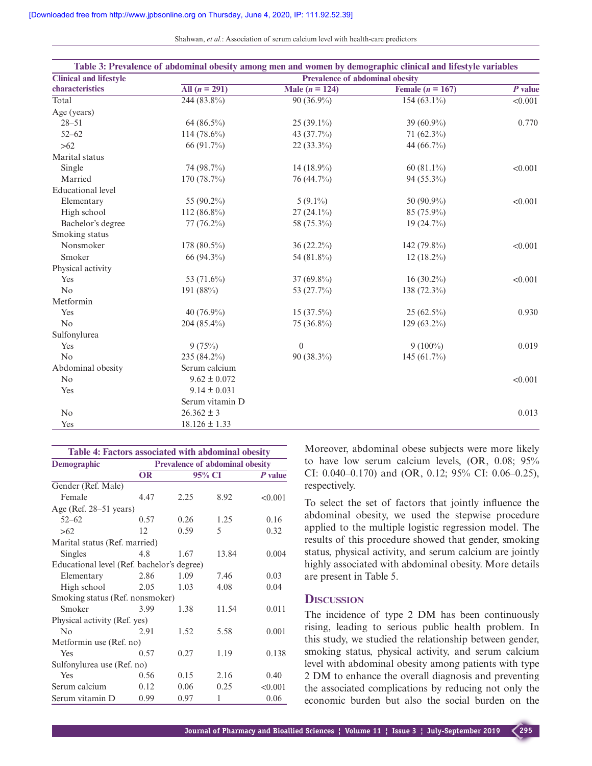**Table 3: Prevalence of abdominal obesity among men and women by demographic clinical and lifestyle variables**

| Clinical and lifestyle characteristics | Prevalence of abdominal obesity | | | |
|---|---|---|---|---|
| | All ($n$ = 291) | Male ($n$ = 124) | Female ($n$ = 167) | $P$ value |
| Total | 244 (83.8%) | 90 (36.9%) | 154 (63.1%) | <0.001 |
| Age (years) | | | | |
| 28–51 | 64 (86.5%) | 25 (39.1%) | 39 (60.9%) | 0.770 |
| 52–62 | 114 (78.6%) | 43 (37.7%) | 71 (62.3%) | |
| >62 | 66 (91.7%) | 22 (33.3%) | 44 (66.7%) | |
| Marital status | | | | |
| Single | 74 (98.7%) | 14 (18.9%) | 60 (81.1%) | <0.001 |
| Married | 170 (78.7%) | 76 (44.7%) | 94 (55.3%) | |
| Educational level | | | | |
| Elementary | 55 (90.2%) | 5 (9.1%) | 50 (90.9%) | <0.001 |
| High school | 112 (86.8%) | 27 (24.1%) | 85 (75.9%) | |
| Bachelor's degree | 77 (76.2%) | 58 (75.3%) | 19 (24.7%) | |
| Smoking status | | | | |
| Nonsmoker | 178 (80.5%) | 36 (22.2%) | 142 (79.8%) | <0.001 |
| Smoker | 66 (94.3%) | 54 (81.8%) | 12 (18.2%) | |
| Physical activity | | | | |
| Yes | 53 (71.6%) | 37 (69.8%) | 16 (30.2%) | <0.001 |
| No | 191 (88%) | 53 (27.7%) | 138 (72.3%) | |
| Metformin | | | | |
| Yes | 40 (76.9%) | 15 (37.5%) | 25 (62.5%) | 0.930 |
| No | 204 (85.4%) | 75 (36.8%) | 129 (63.2%) | |
| Sulfonylurea | | | | |
| Yes | 9 (75%) | 0 | 9 (100%) | 0.019 |
| No | 235 (84.2%) | 90 (38.3%) | 145 (61.7%) | |
| Abdominal obesity | Serum calcium | | | |
| No | 9.62 ± 0.072 | | | <0.001 |
| Yes | 9.14 ± 0.031 | | | |
| | Serum vitamin D | | | |
| No | 26.362 ± 3 | | | 0.013 |
| Yes | 18.126 ± 1.33 | | | |

**Table 4: Factors associated with abdominal obesity**

| Demographic | Prevalence of abdominal obesity | | | |
|---|---|---|---|---|
| | OR | 95% CI | | $P$ value |
| Gender (Ref. Male) | | | | |
| Female | 4.47 | 2.25 | 8.92 | <0.001 |
| Age (Ref. 28–51 years) | | | | |
| 52–62 | 0.57 | 0.26 | 1.25 | 0.16 |
| >62 | 12 | 0.59 | 5 | 0.32 |
| Marital status (Ref. married) | | | | |
| Singles | 4.8 | 1.67 | 13.84 | 0.004 |
| Educational level (Ref. bachelor's degree) | | | | |
| Elementary | 2.86 | 1.09 | 7.46 | 0.03 |
| High school | 2.05 | 1.03 | 4.08 | 0.04 |
| Smoking status (Ref. nonsmoker) | | | | |
| Smoker | 3.99 | 1.38 | 11.54 | 0.011 |
| Physical activity (Ref. yes) | | | | |
| No | 2.91 | 1.52 | 5.58 | 0.001 |
| Metformin use (Ref. no) | | | | |
| Yes | 0.57 | 0.27 | 1.19 | 0.138 |
| Sulfonylurea use (Ref. no) | | | | |
| Yes | 0.56 | 0.15 | 2.16 | 0.40 |
| Serum calcium | 0.12 | 0.06 | 0.25 | <0.001 |
| Serum vitamin D | 0.99 | 0.97 | 1 | 0.06 |

Moreover, abdominal obese subjects were more likely to have low serum calcium levels, (OR, 0.08; 95% CI: 0.040–0.170) and (OR, 0.12; 95% CI: 0.06–0.25), respectively.

To select the set of factors that jointly influence the abdominal obesity, we used the stepwise procedure applied to the multiple logistic regression model. The results of this procedure showed that gender, smoking status, physical activity, and serum calcium are jointly highly associated with abdominal obesity. More details are present in Table 5.

## Discussion

The incidence of type 2 DM has been continuously rising, leading to serious public health problem. In this study, we studied the relationship between gender, smoking status, physical activity, and serum calcium level with abdominal obesity among patients with type 2 DM to enhance the overall diagnosis and preventing the associated complications by reducing not only the economic burden but also the social burden on the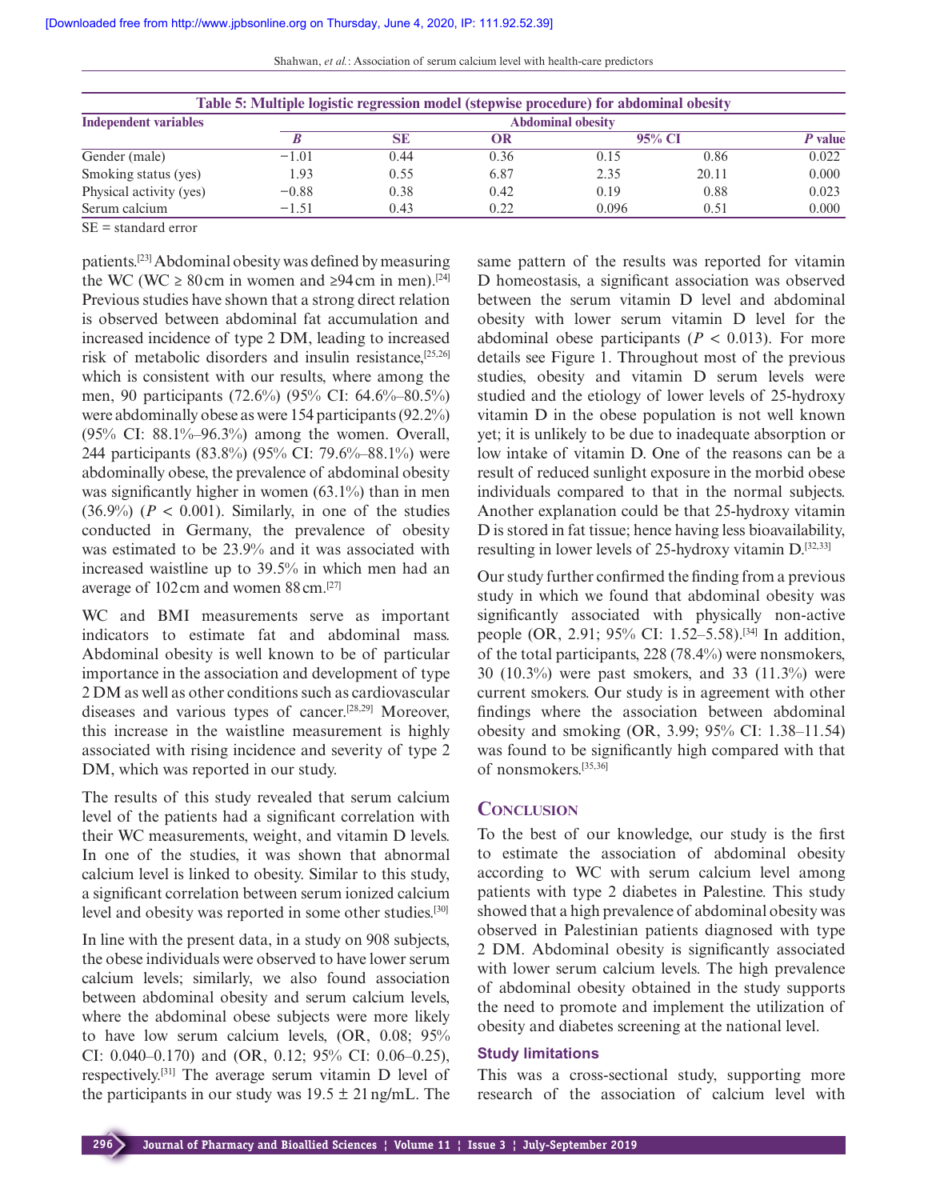Table 5: Multiple logistic regression model (stepwise procedure) for abdominal obesity

| Independent variables | Abdominal obesity | | | | | |
|---|---|---|---|---|---|---|
| | *B* | SE | OR | 95% CI | | *P* value |
| Gender (male) | −1.01 | 0.44 | 0.36 | 0.15 | 0.86 | 0.022 |
| Smoking status (yes) | 1.93 | 0.55 | 6.87 | 2.35 | 20.11 | 0.000 |
| Physical activity (yes) | −0.88 | 0.38 | 0.42 | 0.19 | 0.88 | 0.023 |
| Serum calcium | −1.51 | 0.43 | 0.22 | 0.096 | 0.51 | 0.000 |

SE = standard error

patients.[23] Abdominal obesity was defined by measuring the WC (WC ≥ 80 cm in women and ≥94 cm in men).[24] Previous studies have shown that a strong direct relation is observed between abdominal fat accumulation and increased incidence of type 2 DM, leading to increased risk of metabolic disorders and insulin resistance,[25,26] which is consistent with our results, where among the men, 90 participants (72.6%) (95% CI: 64.6%–80.5%) were abdominally obese as were 154 participants (92.2%) (95% CI: 88.1%–96.3%) among the women. Overall, 244 participants (83.8%) (95% CI: 79.6%–88.1%) were abdominally obese, the prevalence of abdominal obesity was significantly higher in women (63.1%) than in men (36.9%) ($P < 0.001$). Similarly, in one of the studies conducted in Germany, the prevalence of obesity was estimated to be 23.9% and it was associated with increased waistline up to 39.5% in which men had an average of 102 cm and women 88 cm.[27]

WC and BMI measurements serve as important indicators to estimate fat and abdominal mass. Abdominal obesity is well known to be of particular importance in the association and development of type 2 DM as well as other conditions such as cardiovascular diseases and various types of cancer.[28,29] Moreover, this increase in the waistline measurement is highly associated with rising incidence and severity of type 2 DM, which was reported in our study.

The results of this study revealed that serum calcium level of the patients had a significant correlation with their WC measurements, weight, and vitamin D levels. In one of the studies, it was shown that abnormal calcium level is linked to obesity. Similar to this study, a significant correlation between serum ionized calcium level and obesity was reported in some other studies.[30]

In line with the present data, in a study on 908 subjects, the obese individuals were observed to have lower serum calcium levels; similarly, we also found association between abdominal obesity and serum calcium levels, where the abdominal obese subjects were more likely to have low serum calcium levels, (OR, 0.08; 95% CI: 0.040–0.170) and (OR, 0.12; 95% CI: 0.06–0.25), respectively.[31] The average serum vitamin D level of the participants in our study was 19.5 ± 21 ng/mL. The same pattern of the results was reported for vitamin D homeostasis, a significant association was observed between the serum vitamin D level and abdominal obesity with lower serum vitamin D level for the abdominal obese participants ($P < 0.013$). For more details see Figure 1. Throughout most of the previous studies, obesity and vitamin D serum levels were studied and the etiology of lower levels of 25-hydroxy vitamin D in the obese population is not well known yet; it is unlikely to be due to inadequate absorption or low intake of vitamin D. One of the reasons can be a result of reduced sunlight exposure in the morbid obese individuals compared to that in the normal subjects. Another explanation could be that 25-hydroxy vitamin D is stored in fat tissue; hence having less bioavailability, resulting in lower levels of 25-hydroxy vitamin D.[32,33]

Our study further confirmed the finding from a previous study in which we found that abdominal obesity was significantly associated with physically non-active people (OR, 2.91; 95% CI: 1.52–5.58).[34] In addition, of the total participants, 228 (78.4%) were nonsmokers, 30 (10.3%) were past smokers, and 33 (11.3%) were current smokers. Our study is in agreement with other findings where the association between abdominal obesity and smoking (OR, 3.99; 95% CI: 1.38–11.54) was found to be significantly high compared with that of nonsmokers.[35,36]

## Conclusion

To the best of our knowledge, our study is the first to estimate the association of abdominal obesity according to WC with serum calcium level among patients with type 2 diabetes in Palestine. This study showed that a high prevalence of abdominal obesity was observed in Palestinian patients diagnosed with type 2 DM. Abdominal obesity is significantly associated with lower serum calcium levels. The high prevalence of abdominal obesity obtained in the study supports the need to promote and implement the utilization of obesity and diabetes screening at the national level.

### Study limitations

This was a cross-sectional study, supporting more research of the association of calcium level with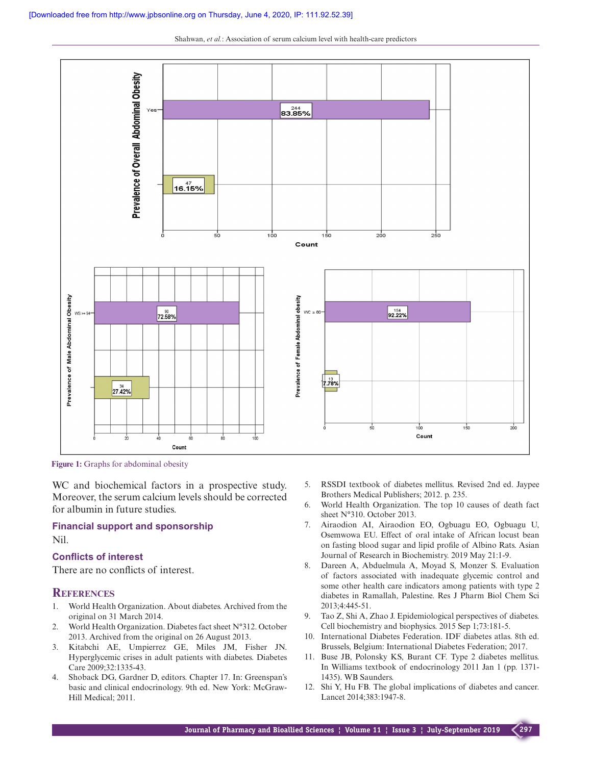Figure 1: Graphs for abdominal obesity

WC and biochemical factors in a prospective study. Moreover, the serum calcium levels should be corrected for albumin in future studies.

### Financial support and sponsorship

Nil.

### Conflicts of interest

There are no conflicts of interest.

## References

1. World Health Organization. About diabetes. Archived from the original on 31 March 2014.
2. World Health Organization. Diabetes fact sheet N°312. October 2013. Archived from the original on 26 August 2013.
3. Kitabchi AE, Umpierrez GE, Miles JM, Fisher JN. Hyperglycemic crises in adult patients with diabetes. Diabetes Care 2009;32:1335-43.
4. Shoback DG, Gardner D, editors. Chapter 17. In: Greenspan's basic and clinical endocrinology. 9th ed. New York: McGraw-Hill Medical; 2011.
5. RSSDI textbook of diabetes mellitus. Revised 2nd ed. Jaypee Brothers Medical Publishers; 2012. p. 235.
6. World Health Organization. The top 10 causes of death fact sheet N°310. October 2013.
7. Airaodion AI, Airaodion EO, Ogbuagu EO, Ogbuagu U, Osemwowa EU. Effect of oral intake of African locust bean on fasting blood sugar and lipid profile of Albino Rats. Asian Journal of Research in Biochemistry. 2019 May 21:1-9.
8. Dareen A, Abduelmula A, Moyad S, Monzer S. Evaluation of factors associated with inadequate glycemic control and some other health care indicators among patients with type 2 diabetes in Ramallah, Palestine. Res J Pharm Biol Chem Sci 2013;4:445-51.
9. Tao Z, Shi A, Zhao J. Epidemiological perspectives of diabetes. Cell biochemistry and biophysics. 2015 Sep 1;73:181-5.
10. International Diabetes Federation. IDF diabetes atlas. 8th ed. Brussels, Belgium: International Diabetes Federation; 2017.
11. Buse JB, Polonsky KS, Burant CF. Type 2 diabetes mellitus. In Williams textbook of endocrinology 2011 Jan 1 (pp. 1371-1435). WB Saunders.
12. Shi Y, Hu FB. The global implications of diabetes and cancer. Lancet 2014;383:1947-8.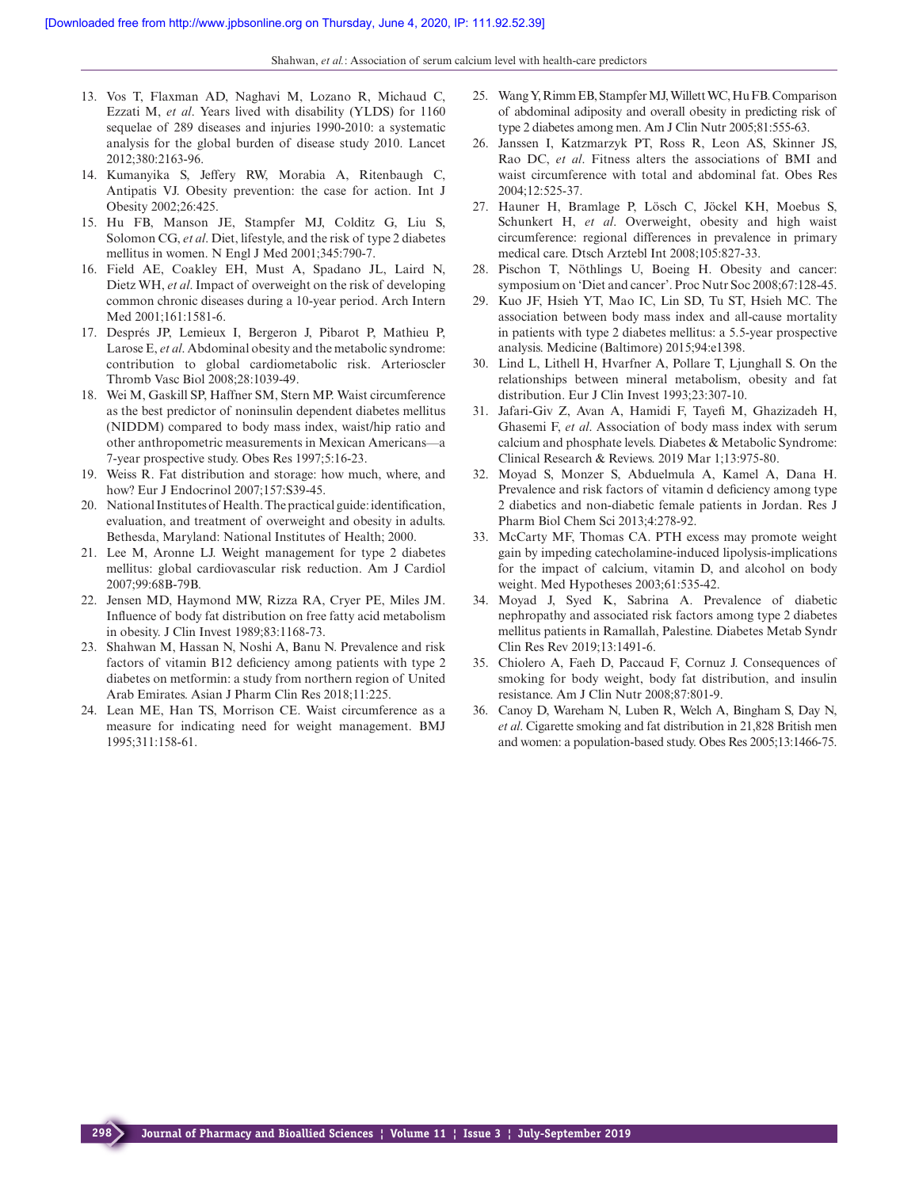13. Vos T, Flaxman AD, Naghavi M, Lozano R, Michaud C, Ezzati M, *et al*. Years lived with disability (YLDS) for 1160 sequelae of 289 diseases and injuries 1990-2010: a systematic analysis for the global burden of disease study 2010. Lancet 2012;380:2163-96.
14. Kumanyika S, Jeffery RW, Morabia A, Ritenbaugh C, Antipatis VJ. Obesity prevention: the case for action. Int J Obesity 2002;26:425.
15. Hu FB, Manson JE, Stampfer MJ, Colditz G, Liu S, Solomon CG, *et al*. Diet, lifestyle, and the risk of type 2 diabetes mellitus in women. N Engl J Med 2001;345:790-7.
16. Field AE, Coakley EH, Must A, Spadano JL, Laird N, Dietz WH, *et al*. Impact of overweight on the risk of developing common chronic diseases during a 10-year period. Arch Intern Med 2001;161:1581-6.
17. Després JP, Lemieux I, Bergeron J, Pibarot P, Mathieu P, Larose E, *et al*. Abdominal obesity and the metabolic syndrome: contribution to global cardiometabolic risk. Arterioscler Thromb Vasc Biol 2008;28:1039-49.
18. Wei M, Gaskill SP, Haffner SM, Stern MP. Waist circumference as the best predictor of noninsulin dependent diabetes mellitus (NIDDM) compared to body mass index, waist/hip ratio and other anthropometric measurements in Mexican Americans—a 7-year prospective study. Obes Res 1997;5:16-23.
19. Weiss R. Fat distribution and storage: how much, where, and how? Eur J Endocrinol 2007;157:S39-45.
20. National Institutes of Health. The practical guide: identification, evaluation, and treatment of overweight and obesity in adults. Bethesda, Maryland: National Institutes of Health; 2000.
21. Lee M, Aronne LJ. Weight management for type 2 diabetes mellitus: global cardiovascular risk reduction. Am J Cardiol 2007;99:68B-79B.
22. Jensen MD, Haymond MW, Rizza RA, Cryer PE, Miles JM. Influence of body fat distribution on free fatty acid metabolism in obesity. J Clin Invest 1989;83:1168-73.
23. Shahwan M, Hassan N, Noshi A, Banu N. Prevalence and risk factors of vitamin B12 deficiency among patients with type 2 diabetes on metformin: a study from northern region of United Arab Emirates. Asian J Pharm Clin Res 2018;11:225.
24. Lean ME, Han TS, Morrison CE. Waist circumference as a measure for indicating need for weight management. BMJ 1995;311:158-61.
25. Wang Y, Rimm EB, Stampfer MJ, Willett WC, Hu FB. Comparison of abdominal adiposity and overall obesity in predicting risk of type 2 diabetes among men. Am J Clin Nutr 2005;81:555-63.
26. Janssen I, Katzmarzyk PT, Ross R, Leon AS, Skinner JS, Rao DC, *et al*. Fitness alters the associations of BMI and waist circumference with total and abdominal fat. Obes Res 2004;12:525-37.
27. Hauner H, Bramlage P, Lösch C, Jöckel KH, Moebus S, Schunkert H, *et al*. Overweight, obesity and high waist circumference: regional differences in prevalence in primary medical care. Dtsch Arztebl Int 2008;105:827-33.
28. Pischon T, Nöthlings U, Boeing H. Obesity and cancer: symposium on 'Diet and cancer'. Proc Nutr Soc 2008;67:128-45.
29. Kuo JF, Hsieh YT, Mao IC, Lin SD, Tu ST, Hsieh MC. The association between body mass index and all-cause mortality in patients with type 2 diabetes mellitus: a 5.5-year prospective analysis. Medicine (Baltimore) 2015;94:e1398.
30. Lind L, Lithell H, Hvarfner A, Pollare T, Ljunghall S. On the relationships between mineral metabolism, obesity and fat distribution. Eur J Clin Invest 1993;23:307-10.
31. Jafari-Giv Z, Avan A, Hamidi F, Tayefi M, Ghazizadeh H, Ghasemi F, *et al*. Association of body mass index with serum calcium and phosphate levels. Diabetes & Metabolic Syndrome: Clinical Research & Reviews. 2019 Mar 1;13:975-80.
32. Moyad S, Monzer S, Abduelmula A, Kamel A, Dana H. Prevalence and risk factors of vitamin d deficiency among type 2 diabetics and non-diabetic female patients in Jordan. Res J Pharm Biol Chem Sci 2013;4:278-92.
33. McCarty MF, Thomas CA. PTH excess may promote weight gain by impeding catecholamine-induced lipolysis-implications for the impact of calcium, vitamin D, and alcohol on body weight. Med Hypotheses 2003;61:535-42.
34. Moyad J, Syed K, Sabrina A. Prevalence of diabetic nephropathy and associated risk factors among type 2 diabetes mellitus patients in Ramallah, Palestine. Diabetes Metab Syndr Clin Res Rev 2019;13:1491-6.
35. Chiolero A, Faeh D, Paccaud F, Cornuz J. Consequences of smoking for body weight, body fat distribution, and insulin resistance. Am J Clin Nutr 2008;87:801-9.
36. Canoy D, Wareham N, Luben R, Welch A, Bingham S, Day N, *et al*. Cigarette smoking and fat distribution in 21,828 British men and women: a population-based study. Obes Res 2005;13:1466-75.